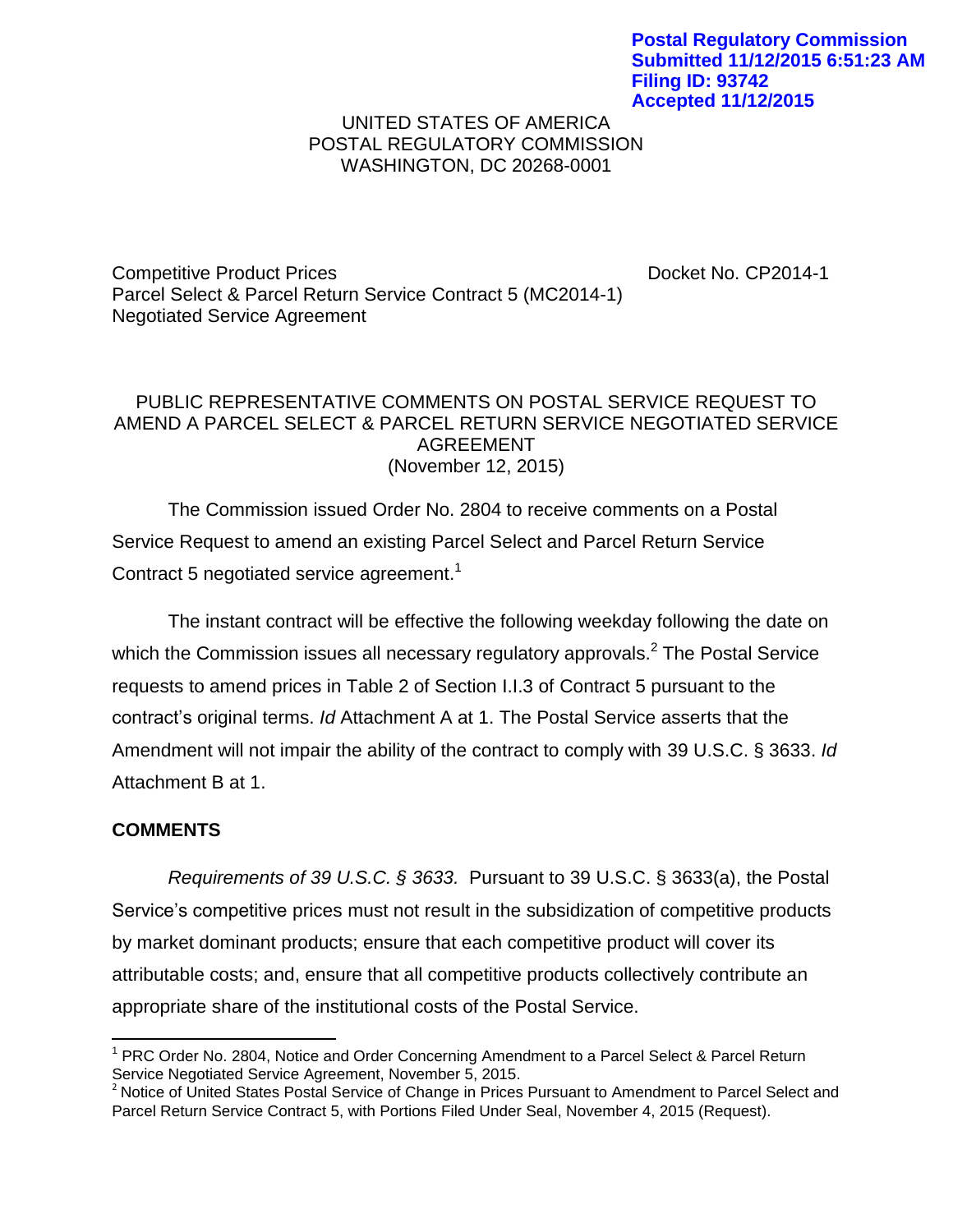**Postal Regulatory Commission**
**Submitted 11/12/2015 6:51:23 AM**
**Filing ID: 93742**
**Accepted 11/12/2015**

UNITED STATES OF AMERICA
POSTAL REGULATORY COMMISSION
WASHINGTON, DC 20268-0001

Competitive Product Prices
Parcel Select & Parcel Return Service Contract 5 (MC2014-1)
Negotiated Service Agreement

Docket No. CP2014-1

PUBLIC REPRESENTATIVE COMMENTS ON POSTAL SERVICE REQUEST TO AMEND A PARCEL SELECT & PARCEL RETURN SERVICE NEGOTIATED SERVICE AGREEMENT
(November 12, 2015)

The Commission issued Order No. 2804 to receive comments on a Postal Service Request to amend an existing Parcel Select and Parcel Return Service Contract 5 negotiated service agreement.[1]

The instant contract will be effective the following weekday following the date on which the Commission issues all necessary regulatory approvals.[2] The Postal Service requests to amend prices in Table 2 of Section I.I.3 of Contract 5 pursuant to the contract's original terms. *Id* Attachment A at 1. The Postal Service asserts that the Amendment will not impair the ability of the contract to comply with 39 U.S.C. § 3633. *Id* Attachment B at 1.

**COMMENTS**

*Requirements of 39 U.S.C. § 3633.* Pursuant to 39 U.S.C. § 3633(a), the Postal Service's competitive prices must not result in the subsidization of competitive products by market dominant products; ensure that each competitive product will cover its attributable costs; and, ensure that all competitive products collectively contribute an appropriate share of the institutional costs of the Postal Service.

[1] PRC Order No. 2804, Notice and Order Concerning Amendment to a Parcel Select & Parcel Return Service Negotiated Service Agreement, November 5, 2015.

[2] Notice of United States Postal Service of Change in Prices Pursuant to Amendment to Parcel Select and Parcel Return Service Contract 5, with Portions Filed Under Seal, November 4, 2015 (Request).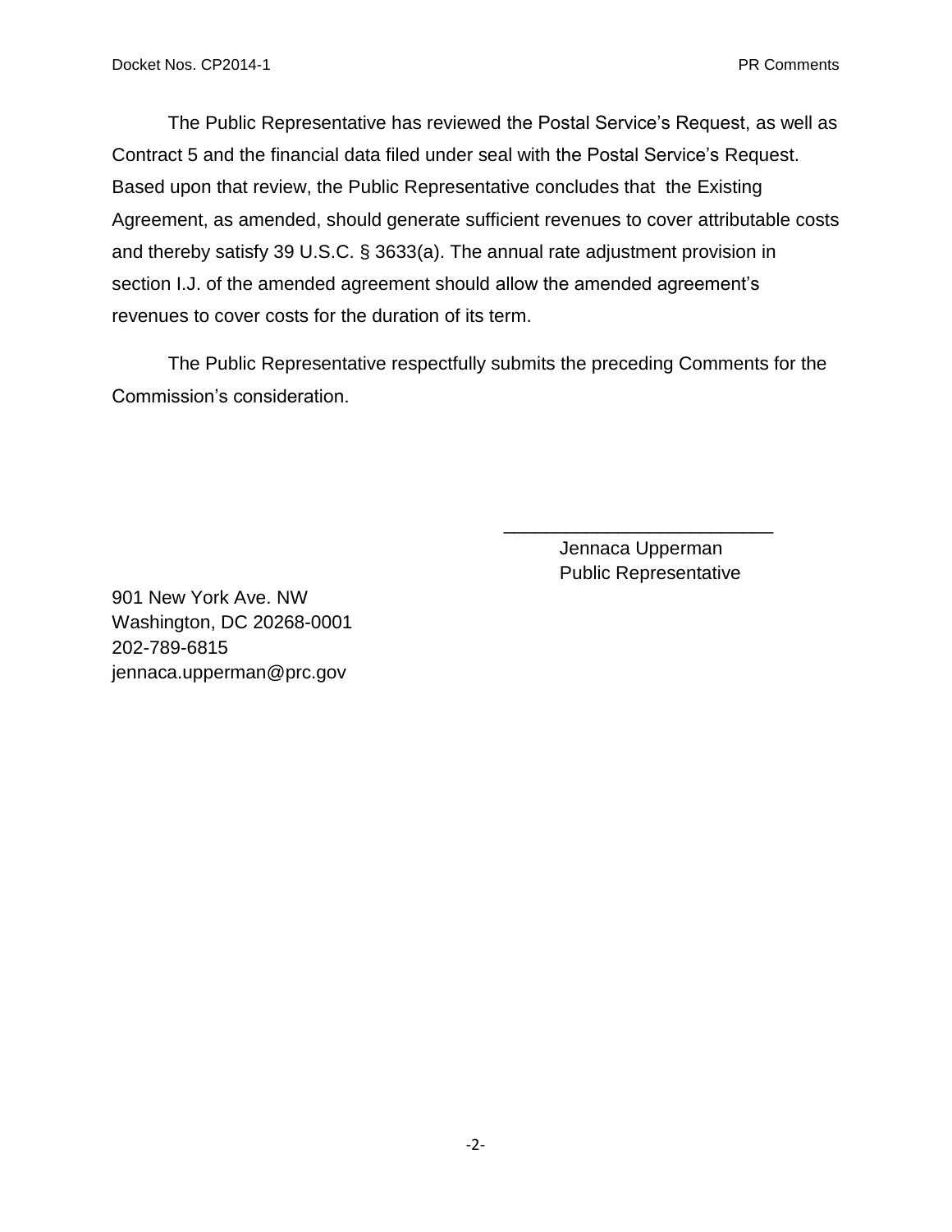The Public Representative has reviewed the Postal Service's Request, as well as Contract 5 and the financial data filed under seal with the Postal Service's Request. Based upon that review, the Public Representative concludes that the Existing Agreement, as amended, should generate sufficient revenues to cover attributable costs and thereby satisfy 39 U.S.C. § 3633(a). The annual rate adjustment provision in section I.J. of the amended agreement should allow the amended agreement's revenues to cover costs for the duration of its term.

The Public Representative respectfully submits the preceding Comments for the Commission's consideration.

\_\_\_\_\_\_\_\_\_\_\_\_\_\_\_\_\_\_\_\_\_\_\_\_\_\_

Jennaca Upperman
Public Representative

901 New York Ave. NW
Washington, DC 20268-0001
202-789-6815
jennaca.upperman@prc.gov